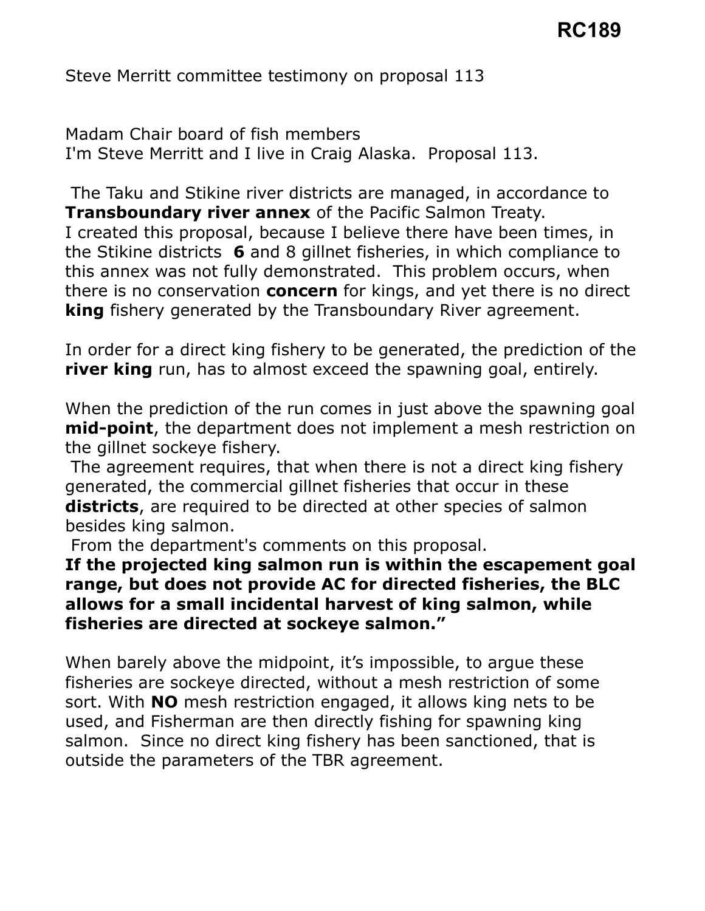**RC189**

Steve Merritt committee testimony on proposal 113

Madam Chair board of fish members
I'm Steve Merritt and I live in Craig Alaska. Proposal 113.

The Taku and Stikine river districts are managed, in accordance to **Transboundary river annex** of the Pacific Salmon Treaty.
I created this proposal, because I believe there have been times, in the Stikine districts **6** and 8 gillnet fisheries, in which compliance to this annex was not fully demonstrated. This problem occurs, when there is no conservation **concern** for kings, and yet there is no direct **king** fishery generated by the Transboundary River agreement.

In order for a direct king fishery to be generated, the prediction of the **river king** run, has to almost exceed the spawning goal, entirely.

When the prediction of the run comes in just above the spawning goal **mid-point**, the department does not implement a mesh restriction on the gillnet sockeye fishery.
The agreement requires, that when there is not a direct king fishery generated, the commercial gillnet fisheries that occur in these **districts**, are required to be directed at other species of salmon besides king salmon.
From the department's comments on this proposal.
**If the projected king salmon run is within the escapement goal range, but does not provide AC for directed fisheries, the BLC allows for a small incidental harvest of king salmon, while fisheries are directed at sockeye salmon."**

When barely above the midpoint, it's impossible, to argue these fisheries are sockeye directed, without a mesh restriction of some sort. With **NO** mesh restriction engaged, it allows king nets to be used, and Fisherman are then directly fishing for spawning king salmon. Since no direct king fishery has been sanctioned, that is outside the parameters of the TBR agreement.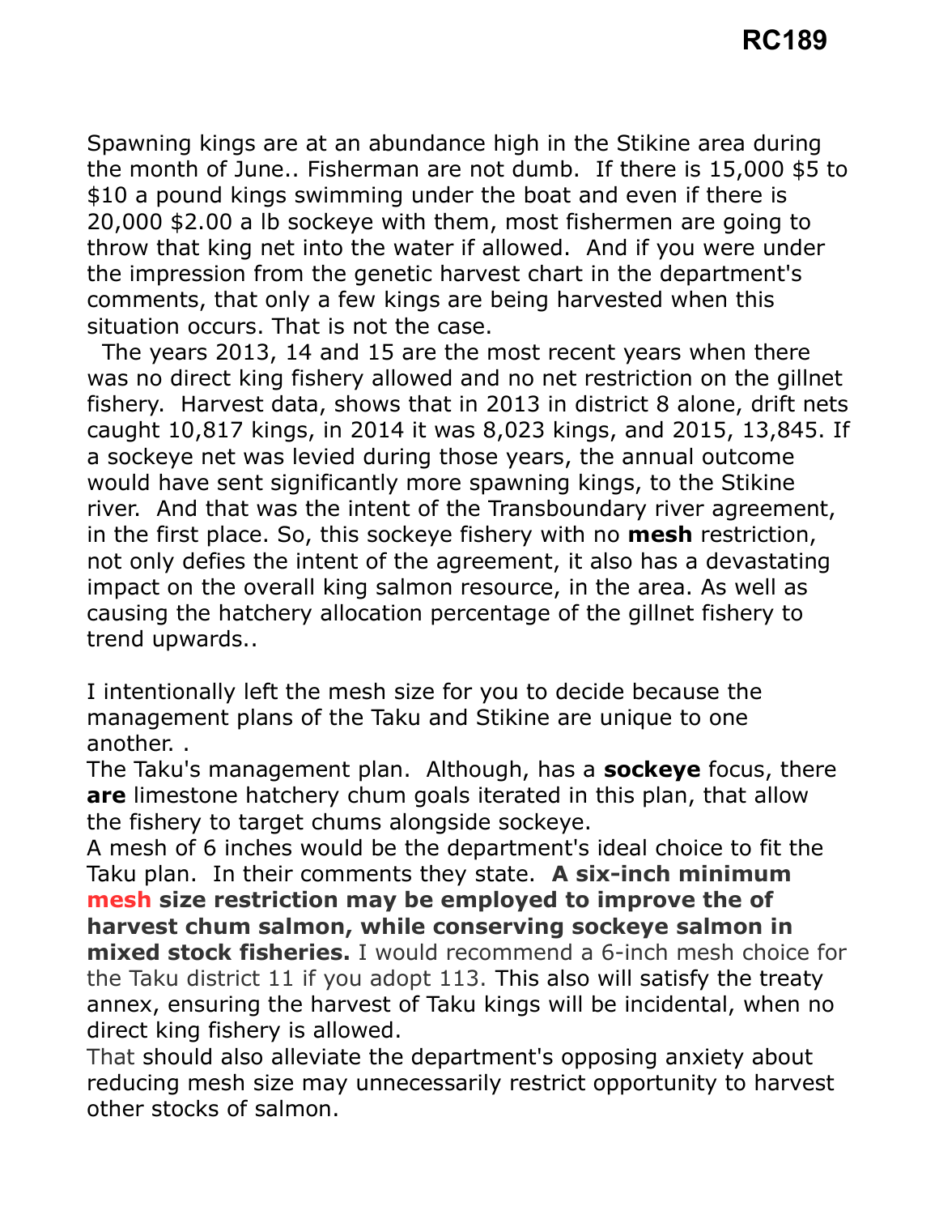Spawning kings are at an abundance high in the Stikine area during the month of June.. Fisherman are not dumb. If there is 15,000 $5 to $10 a pound kings swimming under the boat and even if there is 20,000 $2.00 a lb sockeye with them, most fishermen are going to throw that king net into the water if allowed. And if you were under the impression from the genetic harvest chart in the department's comments, that only a few kings are being harvested when this situation occurs. That is not the case.

The years 2013, 14 and 15 are the most recent years when there was no direct king fishery allowed and no net restriction on the gillnet fishery. Harvest data, shows that in 2013 in district 8 alone, drift nets caught 10,817 kings, in 2014 it was 8,023 kings, and 2015, 13,845. If a sockeye net was levied during those years, the annual outcome would have sent significantly more spawning kings, to the Stikine river. And that was the intent of the Transboundary river agreement, in the first place. So, this sockeye fishery with no **mesh** restriction, not only defies the intent of the agreement, it also has a devastating impact on the overall king salmon resource, in the area. As well as causing the hatchery allocation percentage of the gillnet fishery to trend upwards..

I intentionally left the mesh size for you to decide because the management plans of the Taku and Stikine are unique to one another. .

The Taku's management plan. Although, has a **sockeye** focus, there **are** limestone hatchery chum goals iterated in this plan, that allow the fishery to target chums alongside sockeye.

A mesh of 6 inches would be the department's ideal choice to fit the Taku plan. In their comments they state. **A six-inch minimum mesh size restriction may be employed to improve the of harvest chum salmon, while conserving sockeye salmon in mixed stock fisheries.** I would recommend a 6-inch mesh choice for the Taku district 11 if you adopt 113. This also will satisfy the treaty annex, ensuring the harvest of Taku kings will be incidental, when no direct king fishery is allowed.

That should also alleviate the department's opposing anxiety about reducing mesh size may unnecessarily restrict opportunity to harvest other stocks of salmon.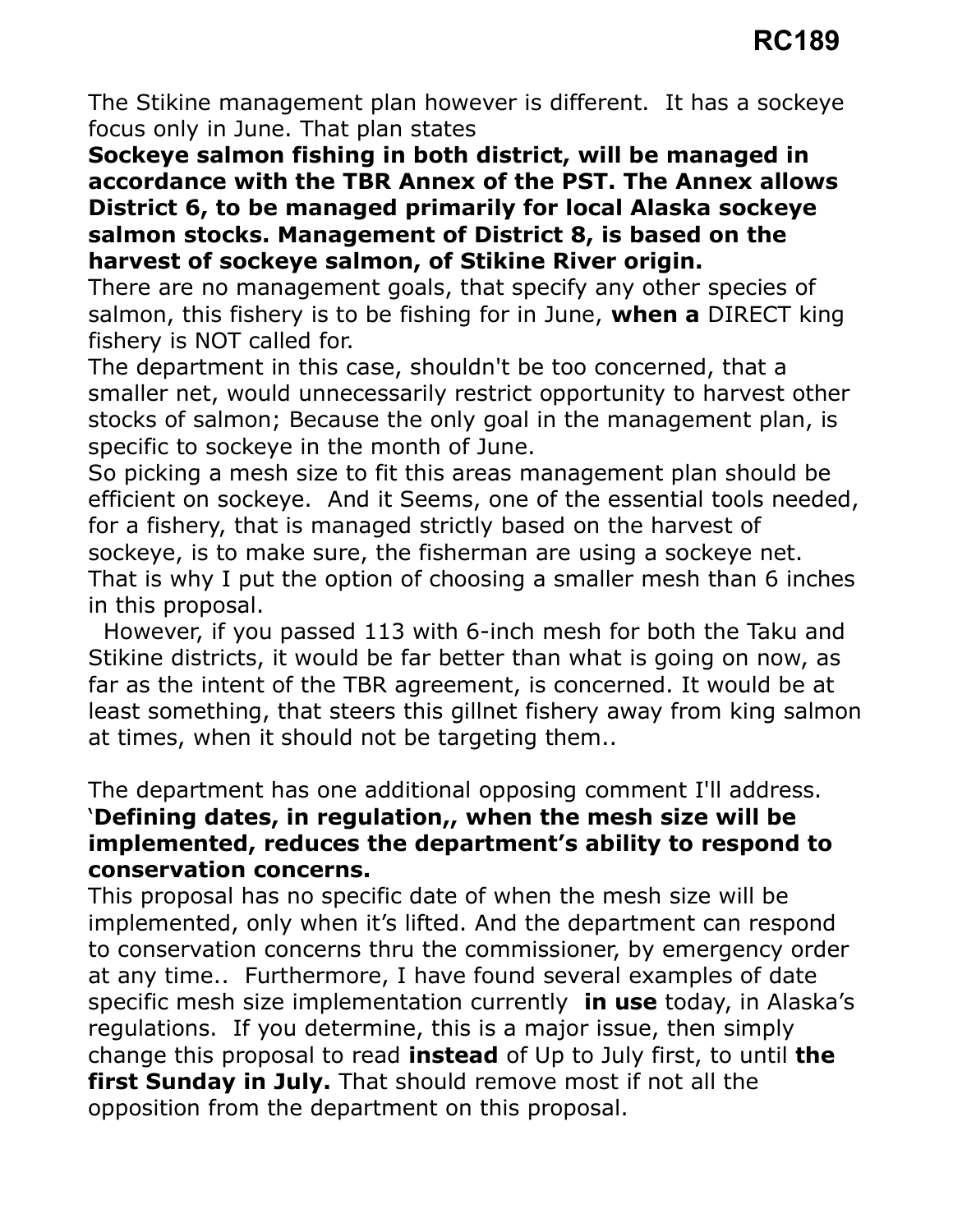# RC189

The Stikine management plan however is different. It has a sockeye focus only in June. That plan states

**Sockeye salmon fishing in both district, will be managed in accordance with the TBR Annex of the PST. The Annex allows District 6, to be managed primarily for local Alaska sockeye salmon stocks. Management of District 8, is based on the harvest of sockeye salmon, of Stikine River origin.**

There are no management goals, that specify any other species of salmon, this fishery is to be fishing for in June, **when a** DIRECT king fishery is NOT called for.

The department in this case, shouldn't be too concerned, that a smaller net, would unnecessarily restrict opportunity to harvest other stocks of salmon; Because the only goal in the management plan, is specific to sockeye in the month of June.

So picking a mesh size to fit this areas management plan should be efficient on sockeye. And it Seems, one of the essential tools needed, for a fishery, that is managed strictly based on the harvest of sockeye, is to make sure, the fisherman are using a sockeye net. That is why I put the option of choosing a smaller mesh than 6 inches in this proposal.

However, if you passed 113 with 6-inch mesh for both the Taku and Stikine districts, it would be far better than what is going on now, as far as the intent of the TBR agreement, is concerned. It would be at least something, that steers this gillnet fishery away from king salmon at times, when it should not be targeting them..

The department has one additional opposing comment I'll address.

'**Defining dates, in regulation,, when the mesh size will be implemented, reduces the department's ability to respond to conservation concerns.**

This proposal has no specific date of when the mesh size will be implemented, only when it's lifted. And the department can respond to conservation concerns thru the commissioner, by emergency order at any time.. Furthermore, I have found several examples of date specific mesh size implementation currently **in use** today, in Alaska's regulations. If you determine, this is a major issue, then simply change this proposal to read **instead** of Up to July first, to until **the first Sunday in July.** That should remove most if not all the opposition from the department on this proposal.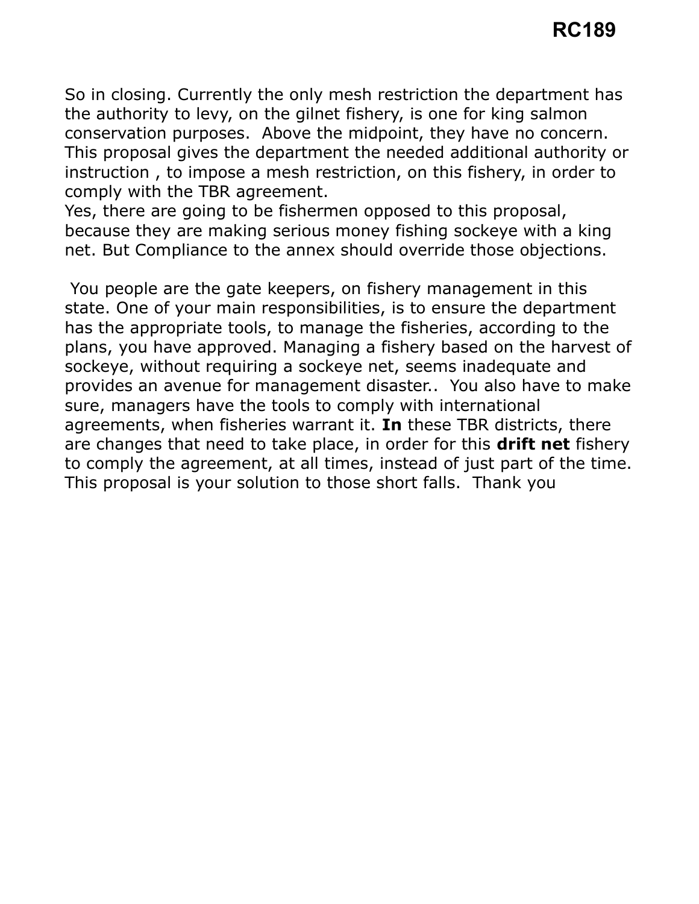So in closing. Currently the only mesh restriction the department has the authority to levy, on the gilnet fishery, is one for king salmon conservation purposes.  Above the midpoint, they have no concern. This proposal gives the department the needed additional authority or instruction , to impose a mesh restriction, on this fishery, in order to comply with the TBR agreement.
Yes, there are going to be fishermen opposed to this proposal, because they are making serious money fishing sockeye with a king net. But Compliance to the annex should override those objections.

You people are the gate keepers, on fishery management in this state. One of your main responsibilities, is to ensure the department has the appropriate tools, to manage the fisheries, according to the plans, you have approved. Managing a fishery based on the harvest of sockeye, without requiring a sockeye net, seems inadequate and provides an avenue for management disaster..  You also have to make sure, managers have the tools to comply with international agreements, when fisheries warrant it. **In** these TBR districts, there are changes that need to take place, in order for this **drift net** fishery to comply the agreement, at all times, instead of just part of the time. This proposal is your solution to those short falls.  Thank you